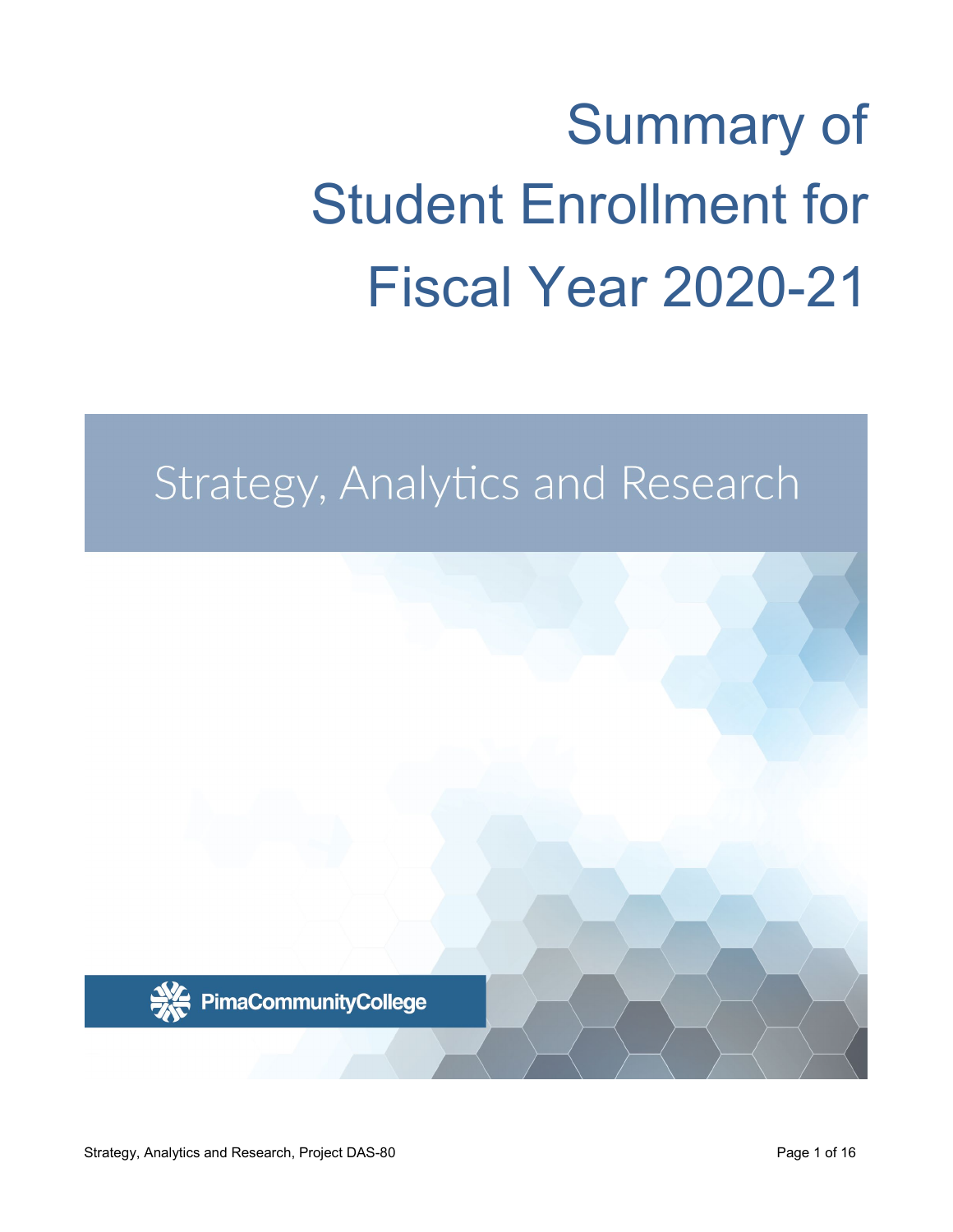# Summary of Student Enrollment for Fiscal Year 2020-21

## Strategy, Analytics and Research

PimaCommunityCollege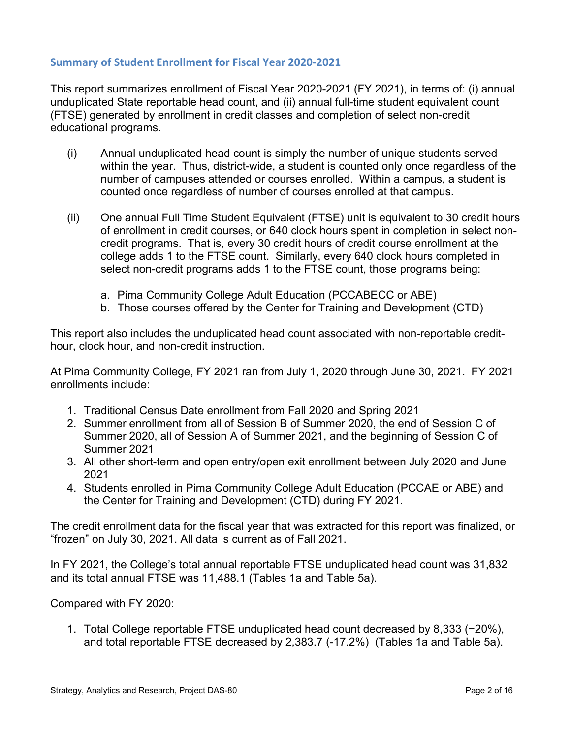## Summary of Student Enrollment for Fiscal Year 2020-2021

This report summarizes enrollment of Fiscal Year 2020-2021 (FY 2021), in terms of: (i) annual unduplicated State reportable head count, and (ii) annual full-time student equivalent count (FTSE) generated by enrollment in credit classes and completion of select non-credit educational programs.

(i) Annual unduplicated head count is simply the number of unique students served within the year. Thus, district-wide, a student is counted only once regardless of the number of campuses attended or courses enrolled. Within a campus, a student is counted once regardless of number of courses enrolled at that campus.

(ii) One annual Full Time Student Equivalent (FTSE) unit is equivalent to 30 credit hours of enrollment in credit courses, or 640 clock hours spent in completion in select non-credit programs. That is, every 30 credit hours of credit course enrollment at the college adds 1 to the FTSE count. Similarly, every 640 clock hours completed in select non-credit programs adds 1 to the FTSE count, those programs being:

   a. Pima Community College Adult Education (PCCABECC or ABE)
   b. Those courses offered by the Center for Training and Development (CTD)

This report also includes the unduplicated head count associated with non-reportable credit-hour, clock hour, and non-credit instruction.

At Pima Community College, FY 2021 ran from July 1, 2020 through June 30, 2021. FY 2021 enrollments include:

1. Traditional Census Date enrollment from Fall 2020 and Spring 2021
2. Summer enrollment from all of Session B of Summer 2020, the end of Session C of Summer 2020, all of Session A of Summer 2021, and the beginning of Session C of Summer 2021
3. All other short-term and open entry/open exit enrollment between July 2020 and June 2021
4. Students enrolled in Pima Community College Adult Education (PCCAE or ABE) and the Center for Training and Development (CTD) during FY 2021.

The credit enrollment data for the fiscal year that was extracted for this report was finalized, or "frozen" on July 30, 2021. All data is current as of Fall 2021.

In FY 2021, the College's total annual reportable FTSE unduplicated head count was 31,832 and its total annual FTSE was 11,488.1 (Tables 1a and Table 5a).

Compared with FY 2020:

1. Total College reportable FTSE unduplicated head count decreased by 8,333 (−20%), and total reportable FTSE decreased by 2,383.7 (-17.2%) (Tables 1a and Table 5a).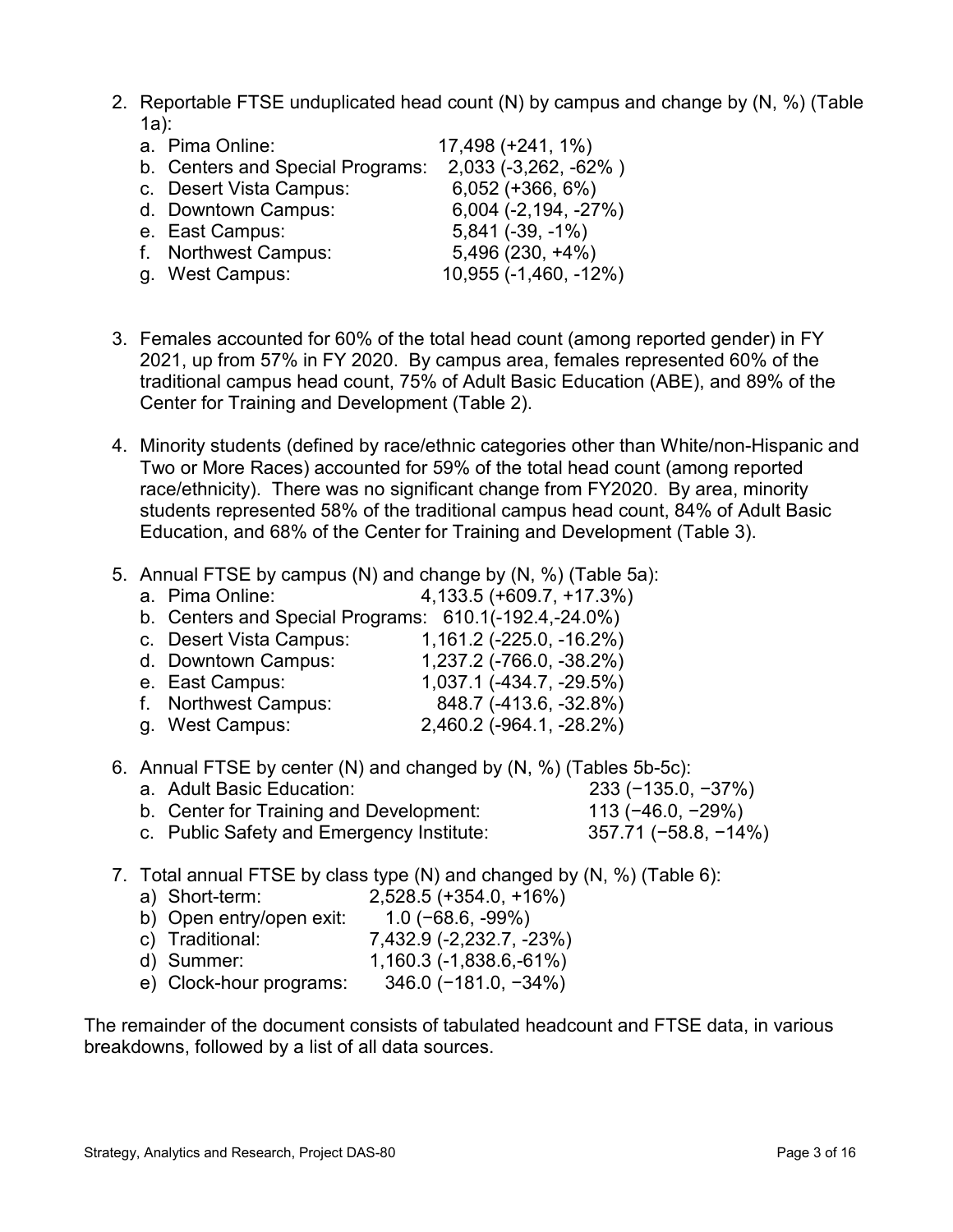2. Reportable FTSE unduplicated head count (N) by campus and change by (N, %) (Table 1a):
   a. Pima Online: 17,498 (+241, 1%)
   b. Centers and Special Programs: 2,033 (-3,262, -62% )
   c. Desert Vista Campus: 6,052 (+366, 6%)
   d. Downtown Campus: 6,004 (-2,194, -27%)
   e. East Campus: 5,841 (-39, -1%)
   f. Northwest Campus: 5,496 (230, +4%)
   g. West Campus: 10,955 (-1,460, -12%)

3. Females accounted for 60% of the total head count (among reported gender) in FY 2021, up from 57% in FY 2020. By campus area, females represented 60% of the traditional campus head count, 75% of Adult Basic Education (ABE), and 89% of the Center for Training and Development (Table 2).

4. Minority students (defined by race/ethnic categories other than White/non-Hispanic and Two or More Races) accounted for 59% of the total head count (among reported race/ethnicity). There was no significant change from FY2020. By area, minority students represented 58% of the traditional campus head count, 84% of Adult Basic Education, and 68% of the Center for Training and Development (Table 3).

5. Annual FTSE by campus (N) and change by (N, %) (Table 5a):
   a. Pima Online: 4,133.5 (+609.7, +17.3%)
   b. Centers and Special Programs: 610.1(-192.4,-24.0%)
   c. Desert Vista Campus: 1,161.2 (-225.0, -16.2%)
   d. Downtown Campus: 1,237.2 (-766.0, -38.2%)
   e. East Campus: 1,037.1 (-434.7, -29.5%)
   f. Northwest Campus: 848.7 (-413.6, -32.8%)
   g. West Campus: 2,460.2 (-964.1, -28.2%)

6. Annual FTSE by center (N) and changed by (N, %) (Tables 5b-5c):
   a. Adult Basic Education: 233 (−135.0, −37%)
   b. Center for Training and Development: 113 (−46.0, −29%)
   c. Public Safety and Emergency Institute: 357.71 (−58.8, −14%)

7. Total annual FTSE by class type (N) and changed by (N, %) (Table 6):
   a) Short-term: 2,528.5 (+354.0, +16%)
   b) Open entry/open exit: 1.0 (−68.6, -99%)
   c) Traditional: 7,432.9 (-2,232.7, -23%)
   d) Summer: 1,160.3 (-1,838.6,-61%)
   e) Clock-hour programs: 346.0 (−181.0, −34%)

The remainder of the document consists of tabulated headcount and FTSE data, in various breakdowns, followed by a list of all data sources.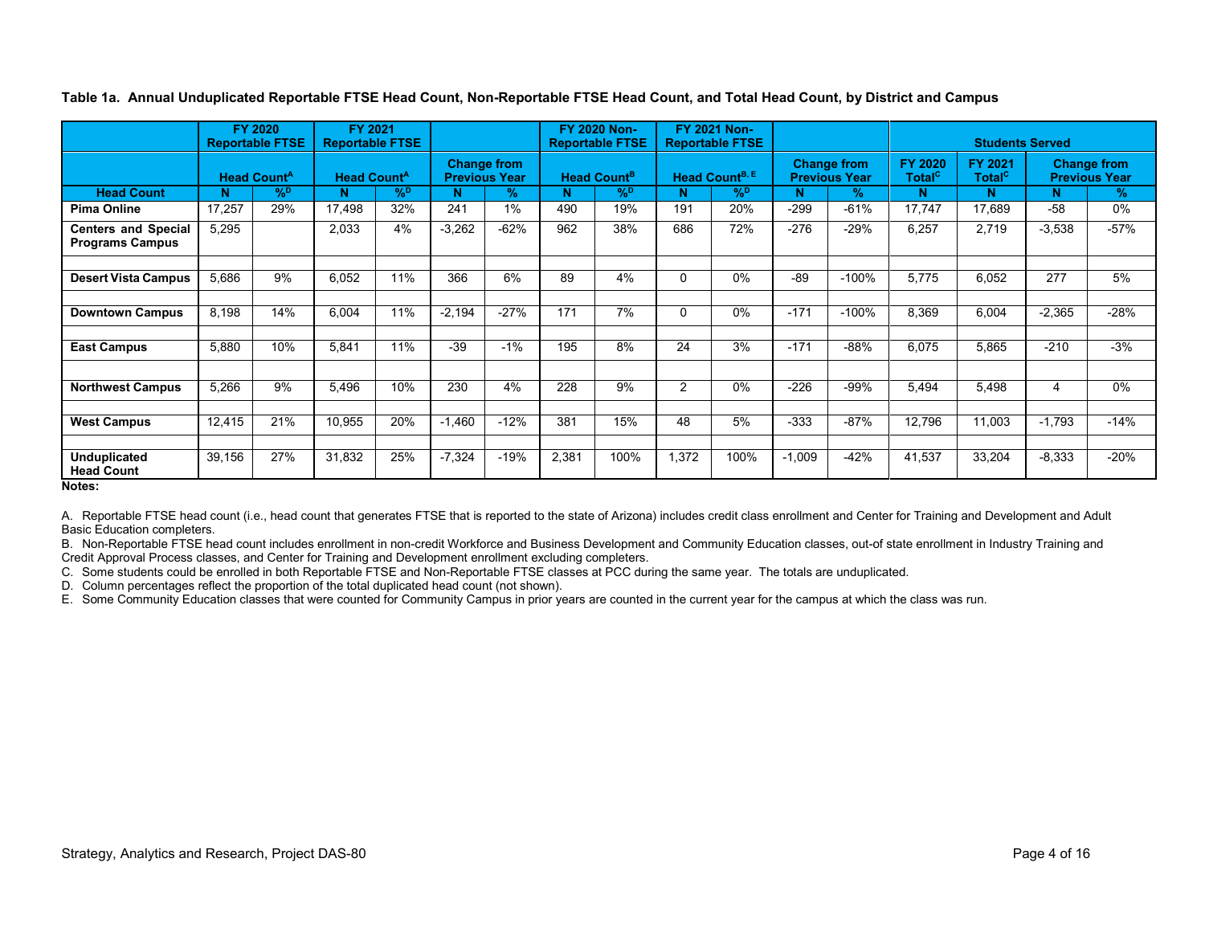**Table 1a. Annual Unduplicated Reportable FTSE Head Count, Non-Reportable FTSE Head Count, and Total Head Count, by District and Campus**

| | FY 2020 Reportable FTSE | | FY 2021 Reportable FTSE | | | | FY 2020 Non-Reportable FTSE | | FY 2021 Non-Reportable FTSE | | | | Students Served | | | |
|---|---|---|---|---|---|---|---|---|---|---|---|---|---|---|---|---|
| | Head Count[A] | | Head Count[A] | | Change from Previous Year | | Head Count[B] | | Head Count[B, E] | | Change from Previous Year | | FY 2020 Total[C] | FY 2021 Total[C] | Change from Previous Year | |
| **Head Count** | **N** | **%[D]** | **N** | **%[D]** | **N** | **%** | **N** | **%[D]** | **N** | **%[D]** | **N** | **%** | **N** | **N** | **N** | **%** |
| **Pima Online** | 17,257 | 29% | 17,498 | 32% | 241 | 1% | 490 | 19% | 191 | 20% | -299 | -61% | 17,747 | 17,689 | -58 | 0% |
| **Centers and Special Programs Campus** | 5,295 | | 2,033 | 4% | -3,262 | -62% | 962 | 38% | 686 | 72% | -276 | -29% | 6,257 | 2,719 | -3,538 | -57% |
| **Desert Vista Campus** | 5,686 | 9% | 6,052 | 11% | 366 | 6% | 89 | 4% | 0 | 0% | -89 | -100% | 5,775 | 6,052 | 277 | 5% |
| **Downtown Campus** | 8,198 | 14% | 6,004 | 11% | -2,194 | -27% | 171 | 7% | 0 | 0% | -171 | -100% | 8,369 | 6,004 | -2,365 | -28% |
| **East Campus** | 5,880 | 10% | 5,841 | 11% | -39 | -1% | 195 | 8% | 24 | 3% | -171 | -88% | 6,075 | 5,865 | -210 | -3% |
| **Northwest Campus** | 5,266 | 9% | 5,496 | 10% | 230 | 4% | 228 | 9% | 2 | 0% | -226 | -99% | 5,494 | 5,498 | 4 | 0% |
| **West Campus** | 12,415 | 21% | 10,955 | 20% | -1,460 | -12% | 381 | 15% | 48 | 5% | -333 | -87% | 12,796 | 11,003 | -1,793 | -14% |
| **Unduplicated Head Count** | 39,156 | 27% | 31,832 | 25% | -7,324 | -19% | 2,381 | 100% | 1,372 | 100% | -1,009 | -42% | 41,537 | 33,204 | -8,333 | -20% |

**Notes:**

A. Reportable FTSE head count (i.e., head count that generates FTSE that is reported to the state of Arizona) includes credit class enrollment and Center for Training and Development and Adult Basic Education completers.

B. Non-Reportable FTSE head count includes enrollment in non-credit Workforce and Business Development and Community Education classes, out-of state enrollment in Industry Training and Credit Approval Process classes, and Center for Training and Development enrollment excluding completers.

C. Some students could be enrolled in both Reportable FTSE and Non-Reportable FTSE classes at PCC during the same year. The totals are unduplicated.

D. Column percentages reflect the proportion of the total duplicated head count (not shown).

E. Some Community Education classes that were counted for Community Campus in prior years are counted in the current year for the campus at which the class was run.

Strategy, Analytics and Research, Project DAS-80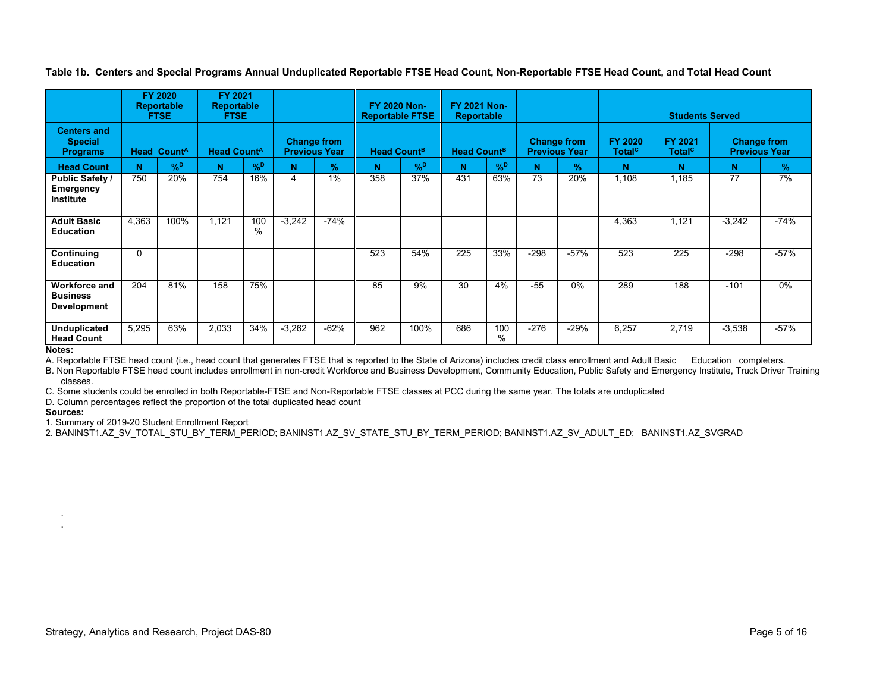**Table 1b. Centers and Special Programs Annual Unduplicated Reportable FTSE Head Count, Non-Reportable FTSE Head Count, and Total Head Count**

| | FY 2020 Reportable FTSE | | FY 2021 Reportable FTSE | | | | FY 2020 Non-Reportable FTSE | | FY 2021 Non-Reportable | | | | Students Served | | | |
|---|---|---|---|---|---|---|---|---|---|---|---|---|---|---|---|---|
| Centers and Special Programs | Head Count[A] | | Head Count[A] | | Change from Previous Year | | Head Count[B] | | Head Count[B] | | Change from Previous Year | | FY 2020 Total[C] | FY 2021 Total[C] | Change from Previous Year | |
| Head Count | N | %[D] | N | %[D] | N | % | N | %[D] | N | %[D] | N | % | N | N | N | % |
| Public Safety / Emergency Institute | 750 | 20% | 754 | 16% | 4 | 1% | 358 | 37% | 431 | 63% | 73 | 20% | 1,108 | 1,185 | 77 | 7% |
| Adult Basic Education | 4,363 | 100% | 1,121 | 100 % | -3,242 | -74% | | | | | | | 4,363 | 1,121 | -3,242 | -74% |
| Continuing Education | 0 | | | | | | 523 | 54% | 225 | 33% | -298 | -57% | 523 | 225 | -298 | -57% |
| Workforce and Business Development | 204 | 81% | 158 | 75% | | | 85 | 9% | 30 | 4% | -55 | 0% | 289 | 188 | -101 | 0% |
| Unduplicated Head Count | 5,295 | 63% | 2,033 | 34% | -3,262 | -62% | 962 | 100% | 686 | 100 % | -276 | -29% | 6,257 | 2,719 | -3,538 | -57% |

**Notes:**

A. Reportable FTSE head count (i.e., head count that generates FTSE that is reported to the State of Arizona) includes credit class enrollment and Adult Basic Education completers.

B. Non Reportable FTSE head count includes enrollment in non-credit Workforce and Business Development, Community Education, Public Safety and Emergency Institute, Truck Driver Training classes.

C. Some students could be enrolled in both Reportable-FTSE and Non-Reportable FTSE classes at PCC during the same year. The totals are unduplicated

D. Column percentages reflect the proportion of the total duplicated head count

**Sources:**

1. Summary of 2019-20 Student Enrollment Report
2. BANINST1.AZ_SV_TOTAL_STU_BY_TERM_PERIOD; BANINST1.AZ_SV_STATE_STU_BY_TERM_PERIOD; BANINST1.AZ_SV_ADULT_ED; BANINST1.AZ_SVGRAD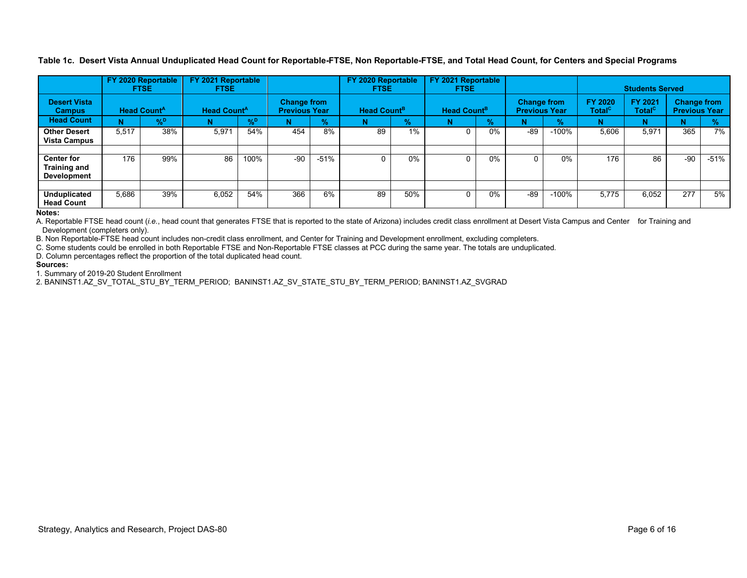**Table 1c. Desert Vista Annual Unduplicated Head Count for Reportable-FTSE, Non Reportable-FTSE, and Total Head Count, for Centers and Special Programs**

| | FY 2020 Reportable FTSE | | FY 2021 Reportable FTSE | | | | FY 2020 Reportable FTSE | | FY 2021 Reportable FTSE | | | | Students Served | | | |
|---|---|---|---|---|---|---|---|---|---|---|---|---|---|---|---|---|
| Desert Vista Campus | Head Count[A] | | Head Count[A] | | Change from Previous Year | | Head Count[B] | | Head Count[B] | | Change from Previous Year | | FY 2020 Total[C] | FY 2021 Total[C] | Change from Previous Year | |
| Head Count | N | %[D] | N | %[D] | N | % | N | % | N | % | N | % | N | N | N | % |
| **Other Desert Vista Campus** | 5,517 | 38% | 5,971 | 54% | 454 | 8% | 89 | 1% | 0 | 0% | -89 | -100% | 5,606 | 5,971 | 365 | 7% |
| | | | | | | | | | | | | | | | | |
| **Center for Training and Development** | 176 | 99% | 86 | 100% | -90 | -51% | 0 | 0% | 0 | 0% | 0 | 0% | 176 | 86 | -90 | -51% |
| | | | | | | | | | | | | | | | | |
| **Unduplicated Head Count** | 5,686 | 39% | 6,052 | 54% | 366 | 6% | 89 | 50% | 0 | 0% | -89 | -100% | 5,775 | 6,052 | 277 | 5% |

**Notes:**

A. Reportable FTSE head count (*i.e.*, head count that generates FTSE that is reported to the state of Arizona) includes credit class enrollment at Desert Vista Campus and Center for Training and Development (completers only).

B. Non Reportable-FTSE head count includes non-credit class enrollment, and Center for Training and Development enrollment, excluding completers.

C. Some students could be enrolled in both Reportable FTSE and Non-Reportable FTSE classes at PCC during the same year. The totals are unduplicated.

D. Column percentages reflect the proportion of the total duplicated head count.

**Sources:**

1. Summary of 2019-20 Student Enrollment
2. BANINST1.AZ_SV_TOTAL_STU_BY_TERM_PERIOD; BANINST1.AZ_SV_STATE_STU_BY_TERM_PERIOD; BANINST1.AZ_SVGRAD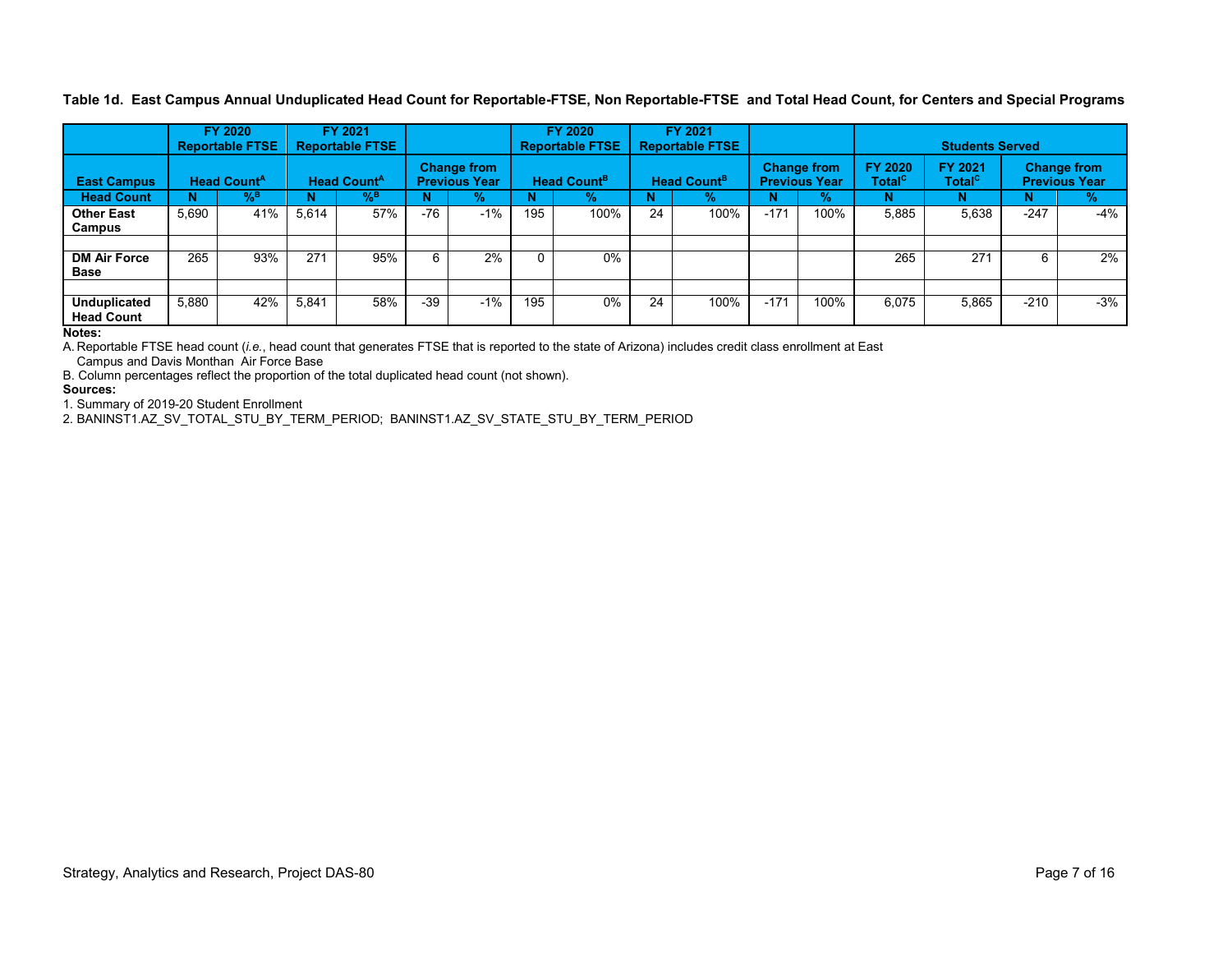**Table 1d. East Campus Annual Unduplicated Head Count for Reportable-FTSE, Non Reportable-FTSE and Total Head Count, for Centers and Special Programs**

| | FY 2020 Reportable FTSE | | FY 2021 Reportable FTSE | | | | FY 2020 Reportable FTSE | | FY 2021 Reportable FTSE | | | | Students Served | | | |
|---|---|---|---|---|---|---|---|---|---|---|---|---|---|---|---|---|
| **East Campus** | Head Count[A] | | Head Count[A] | | Change from Previous Year | | Head Count[B] | | Head Count[B] | | Change from Previous Year | | FY 2020 Total[C] | FY 2021 Total[C] | Change from Previous Year | |
| **Head Count** | N | %[B] | N | %[B] | N | % | N | % | N | % | N | % | N | N | N | % |
| **Other East Campus** | 5,690 | 41% | 5,614 | 57% | -76 | -1% | 195 | 100% | 24 | 100% | -171 | 100% | 5,885 | 5,638 | -247 | -4% |
| | | | | | | | | | | | | | | | | |
| **DM Air Force Base** | 265 | 93% | 271 | 95% | 6 | 2% | 0 | 0% | | | | | 265 | 271 | 6 | 2% |
| | | | | | | | | | | | | | | | | |
| **Unduplicated Head Count** | 5,880 | 42% | 5,841 | 58% | -39 | -1% | 195 | 0% | 24 | 100% | -171 | 100% | 6,075 | 5,865 | -210 | -3% |

**Notes:**

A. Reportable FTSE head count (*i.e.*, head count that generates FTSE that is reported to the state of Arizona) includes credit class enrollment at East Campus and Davis Monthan Air Force Base

B. Column percentages reflect the proportion of the total duplicated head count (not shown).

**Sources:**

1. Summary of 2019-20 Student Enrollment
2. BANINST1.AZ_SV_TOTAL_STU_BY_TERM_PERIOD; BANINST1.AZ_SV_STATE_STU_BY_TERM_PERIOD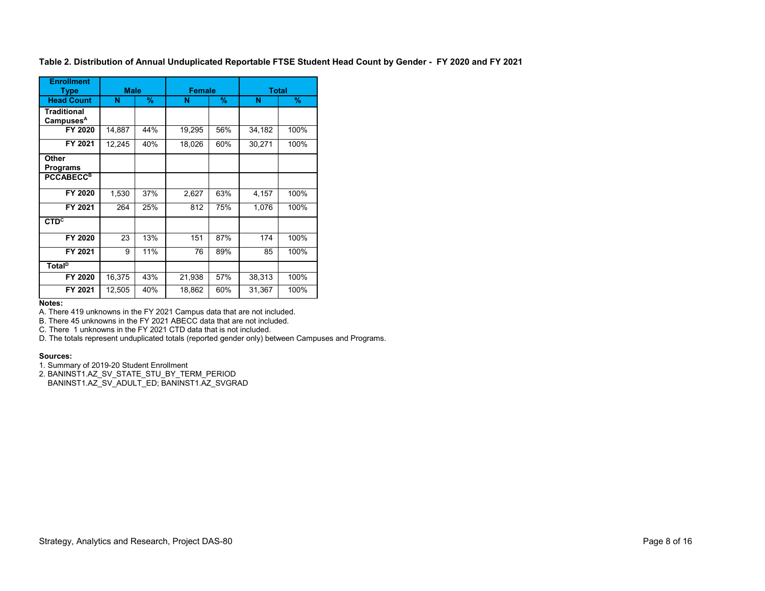**Table 2. Distribution of Annual Unduplicated Reportable FTSE Student Head Count by Gender - FY 2020 and FY 2021**

| Enrollment Type | Male | | Female | | Total | |
|---|---|---|---|---|---|---|
| **Head Count** | **N** | **%** | **N** | **%** | **N** | **%** |
| **Traditional Campuses[A]** | | | | | | |
| **FY 2020** | 14,887 | 44% | 19,295 | 56% | 34,182 | 100% |
| **FY 2021** | 12,245 | 40% | 18,026 | 60% | 30,271 | 100% |
| **Other Programs** | | | | | | |
| **PCCABECC[B]** | | | | | | |
| **FY 2020** | 1,530 | 37% | 2,627 | 63% | 4,157 | 100% |
| **FY 2021** | 264 | 25% | 812 | 75% | 1,076 | 100% |
| **CTD[C]** | | | | | | |
| **FY 2020** | 23 | 13% | 151 | 87% | 174 | 100% |
| **FY 2021** | 9 | 11% | 76 | 89% | 85 | 100% |
| **Total[D]** | | | | | | |
| **FY 2020** | 16,375 | 43% | 21,938 | 57% | 38,313 | 100% |
| **FY 2021** | 12,505 | 40% | 18,862 | 60% | 31,367 | 100% |

**Notes:**

A. There 419 unknowns in the FY 2021 Campus data that are not included.

B. There 45 unknowns in the FY 2021 ABECC data that are not included.

C. There 1 unknowns in the FY 2021 CTD data that is not included.

D. The totals represent unduplicated totals (reported gender only) between Campuses and Programs.

**Sources:**

1. Summary of 2019-20 Student Enrollment
2. BANINST1.AZ_SV_STATE_STU_BY_TERM_PERIOD
   BANINST1.AZ_SV_ADULT_ED; BANINST1.AZ_SVGRAD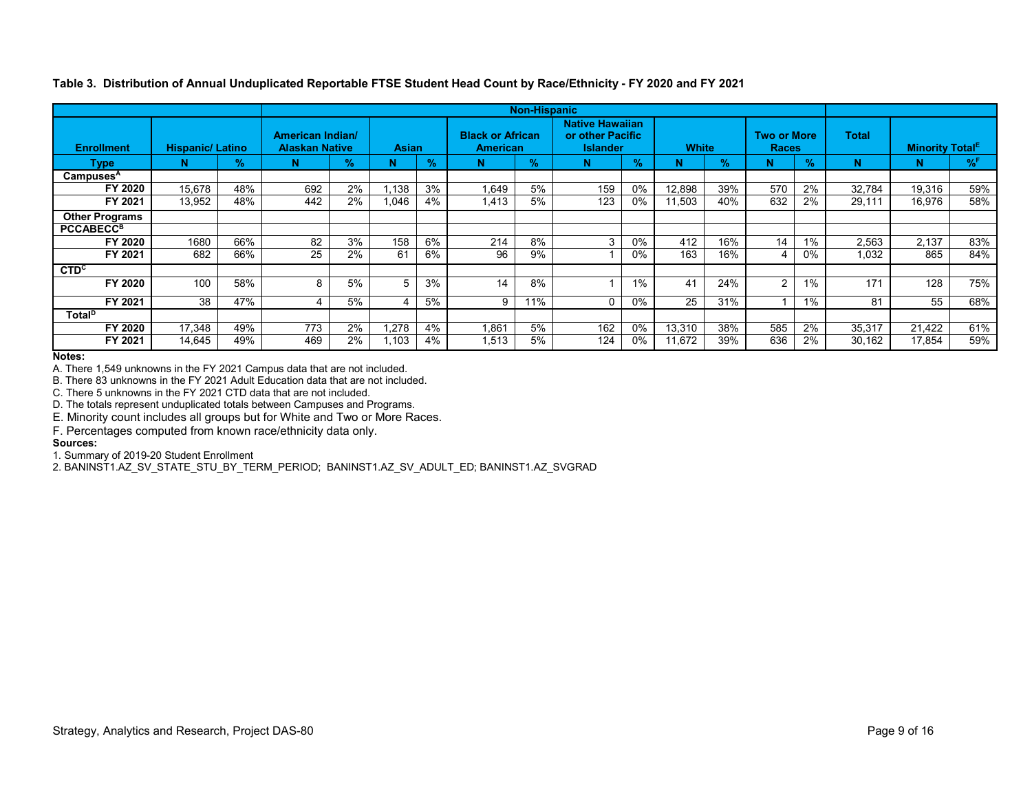**Table 3. Distribution of Annual Unduplicated Reportable FTSE Student Head Count by Race/Ethnicity - FY 2020 and FY 2021**

| | | | Non-Hispanic | | | | | | | | | | | | | | | |
|---|---|---|---|---|---|---|---|---|---|---|---|---|---|---|---|---|---|---|
| **Enrollment** | **Hispanic/ Latino** | | **American Indian/ Alaskan Native** | | **Asian** | | **Black or African American** | | **Native Hawaiian or other Pacific Islander** | | **White** | | **Two or More Races** | | **Total** | **Minority Total[E]** | |
| **Type** | **N** | **%** | **N** | **%** | **N** | **%** | **N** | **%** | **N** | **%** | **N** | **%** | **N** | **%** | **N** | **N** | **%[F]** |
| **Campuses[A]** | | | | | | | | | | | | | | | | | |
| **FY 2020** | 15,678 | 48% | 692 | 2% | 1,138 | 3% | 1,649 | 5% | 159 | 0% | 12,898 | 39% | 570 | 2% | 32,784 | 19,316 | 59% |
| **FY 2021** | 13,952 | 48% | 442 | 2% | 1,046 | 4% | 1,413 | 5% | 123 | 0% | 11,503 | 40% | 632 | 2% | 29,111 | 16,976 | 58% |
| **Other Programs** | | | | | | | | | | | | | | | | | |
| **PCCABECC[B]** | | | | | | | | | | | | | | | | | |
| **FY 2020** | 1680 | 66% | 82 | 3% | 158 | 6% | 214 | 8% | 3 | 0% | 412 | 16% | 14 | 1% | 2,563 | 2,137 | 83% |
| **FY 2021** | 682 | 66% | 25 | 2% | 61 | 6% | 96 | 9% | 1 | 0% | 163 | 16% | 4 | 0% | 1,032 | 865 | 84% |
| **CTD[C]** | | | | | | | | | | | | | | | | | |
| **FY 2020** | 100 | 58% | 8 | 5% | 5 | 3% | 14 | 8% | 1 | 1% | 41 | 24% | 2 | 1% | 171 | 128 | 75% |
| **FY 2021** | 38 | 47% | 4 | 5% | 4 | 5% | 9 | 11% | 0 | 0% | 25 | 31% | 1 | 1% | 81 | 55 | 68% |
| **Total[D]** | | | | | | | | | | | | | | | | | |
| **FY 2020** | 17,348 | 49% | 773 | 2% | 1,278 | 4% | 1,861 | 5% | 162 | 0% | 13,310 | 38% | 585 | 2% | 35,317 | 21,422 | 61% |
| **FY 2021** | 14,645 | 49% | 469 | 2% | 1,103 | 4% | 1,513 | 5% | 124 | 0% | 11,672 | 39% | 636 | 2% | 30,162 | 17,854 | 59% |

**Notes:**

A. There 1,549 unknowns in the FY 2021 Campus data that are not included.
B. There 83 unknowns in the FY 2021 Adult Education data that are not included.
C. There 5 unknowns in the FY 2021 CTD data that are not included.
D. The totals represent unduplicated totals between Campuses and Programs.
E. Minority count includes all groups but for White and Two or More Races.
F. Percentages computed from known race/ethnicity data only.

**Sources:**

1. Summary of 2019-20 Student Enrollment
2. BANINST1.AZ_SV_STATE_STU_BY_TERM_PERIOD; BANINST1.AZ_SV_ADULT_ED; BANINST1.AZ_SVGRAD

Strategy, Analytics and Research, Project DAS-80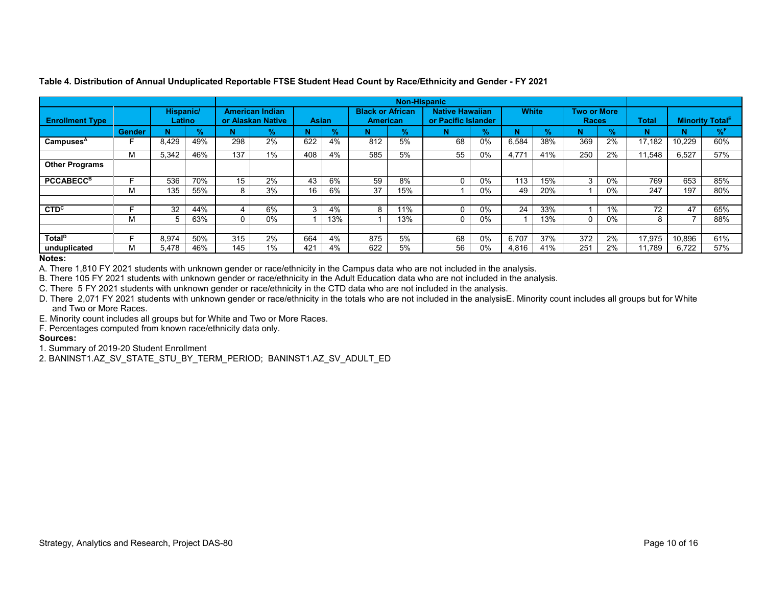**Table 4. Distribution of Annual Unduplicated Reportable FTSE Student Head Count by Race/Ethnicity and Gender - FY 2021**

| | | | | Non-Hispanic | | | | | | | | | | | | | | | |
|---|---|---|---|---|---|---|---|---|---|---|---|---|---|---|---|---|---|---|---|
| **Enrollment Type** | | **Hispanic/ Latino** | | **American Indian or Alaskan Native** | | **Asian** | | **Black or African American** | | **Native Hawaiian or Pacific Islander** | | **White** | | **Two or More Races** | | **Total** | **Minority Total[E]** | |
| | **Gender** | **N** | **%** | **N** | **%** | **N** | **%** | **N** | **%** | **N** | **%** | **N** | **%** | **N** | **%** | **N** | **N** | **%[F]** |
| **Campuses[A]** | F | 8,429 | 49% | 298 | 2% | 622 | 4% | 812 | 5% | 68 | 0% | 6,584 | 38% | 369 | 2% | 17,182 | 10,229 | 60% |
| | M | 5,342 | 46% | 137 | 1% | 408 | 4% | 585 | 5% | 55 | 0% | 4,771 | 41% | 250 | 2% | 11,548 | 6,527 | 57% |
| **Other Programs** | | | | | | | | | | | | | | | | | | |
| **PCCABECC[B]** | F | 536 | 70% | 15 | 2% | 43 | 6% | 59 | 8% | 0 | 0% | 113 | 15% | 3 | 0% | 769 | 653 | 85% |
| | M | 135 | 55% | 8 | 3% | 16 | 6% | 37 | 15% | 1 | 0% | 49 | 20% | 1 | 0% | 247 | 197 | 80% |
| | | | | | | | | | | | | | | | | | | |
| **CTD[C]** | F | 32 | 44% | 4 | 6% | 3 | 4% | 8 | 11% | 0 | 0% | 24 | 33% | 1 | 1% | 72 | 47 | 65% |
| | M | 5 | 63% | 0 | 0% | 1 | 13% | 1 | 13% | 0 | 0% | 1 | 13% | 0 | 0% | 8 | 7 | 88% |
| | | | | | | | | | | | | | | | | | | |
| **Total[D]** | F | 8,974 | 50% | 315 | 2% | 664 | 4% | 875 | 5% | 68 | 0% | 6,707 | 37% | 372 | 2% | 17,975 | 10,896 | 61% |
| **unduplicated** | M | 5,478 | 46% | 145 | 1% | 421 | 4% | 622 | 5% | 56 | 0% | 4,816 | 41% | 251 | 2% | 11,789 | 6,722 | 57% |

**Notes:**

A. There 1,810 FY 2021 students with unknown gender or race/ethnicity in the Campus data who are not included in the analysis.

B. There 105 FY 2021 students with unknown gender or race/ethnicity in the Adult Education data who are not included in the analysis.

C. There 5 FY 2021 students with unknown gender or race/ethnicity in the CTD data who are not included in the analysis.

D. There 2,071 FY 2021 students with unknown gender or race/ethnicity in the totals who are not included in the analysisE. Minority count includes all groups but for White and Two or More Races.

E. Minority count includes all groups but for White and Two or More Races.

F. Percentages computed from known race/ethnicity data only.

**Sources:**

1. Summary of 2019-20 Student Enrollment
2. BANINST1.AZ_SV_STATE_STU_BY_TERM_PERIOD; BANINST1.AZ_SV_ADULT_ED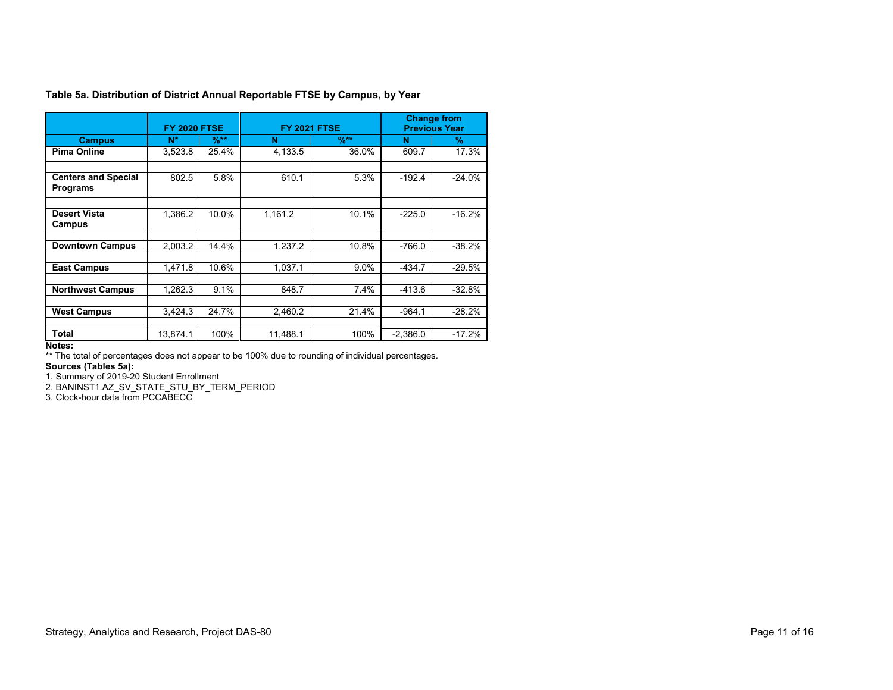**Table 5a. Distribution of District Annual Reportable FTSE by Campus, by Year**

| Campus | FY 2020 FTSE | | FY 2021 FTSE | | Change from Previous Year | |
|---|---|---|---|---|---|---|
| | N* | %** | N | %** | N | % |
| **Pima Online** | 3,523.8 | 25.4% | 4,133.5 | 36.0% | 609.7 | 17.3% |
| **Centers and Special Programs** | 802.5 | 5.8% | 610.1 | 5.3% | -192.4 | -24.0% |
| **Desert Vista Campus** | 1,386.2 | 10.0% | 1,161.2 | 10.1% | -225.0 | -16.2% |
| **Downtown Campus** | 2,003.2 | 14.4% | 1,237.2 | 10.8% | -766.0 | -38.2% |
| **East Campus** | 1,471.8 | 10.6% | 1,037.1 | 9.0% | -434.7 | -29.5% |
| **Northwest Campus** | 1,262.3 | 9.1% | 848.7 | 7.4% | -413.6 | -32.8% |
| **West Campus** | 3,424.3 | 24.7% | 2,460.2 | 21.4% | -964.1 | -28.2% |
| **Total** | 13,874.1 | 100% | 11,488.1 | 100% | -2,386.0 | -17.2% |

**Notes:**

** The total of percentages does not appear to be 100% due to rounding of individual percentages.

**Sources (Tables 5a):**

1. Summary of 2019-20 Student Enrollment
2. BANINST1.AZ_SV_STATE_STU_BY_TERM_PERIOD
3. Clock-hour data from PCCABECC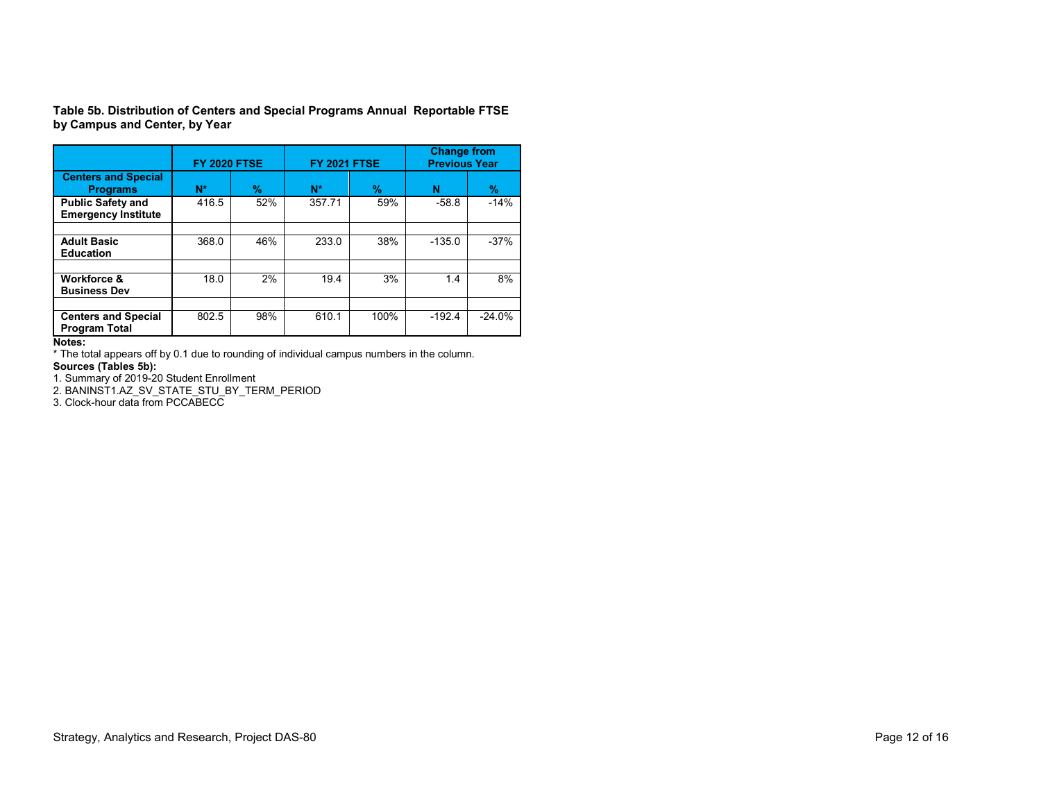**Table 5b. Distribution of Centers and Special Programs Annual Reportable FTSE by Campus and Center, by Year**

| | FY 2020 FTSE | | FY 2021 FTSE | | Change from Previous Year | |
|---|---|---|---|---|---|---|
| **Centers and Special Programs** | **N*** | **%** | **N*** | **%** | **N** | **%** |
| **Public Safety and Emergency Institute** | 416.5 | 52% | 357.71 | 59% | -58.8 | -14% |
| | | | | | | |
| **Adult Basic Education** | 368.0 | 46% | 233.0 | 38% | -135.0 | -37% |
| | | | | | | |
| **Workforce & Business Dev** | 18.0 | 2% | 19.4 | 3% | 1.4 | 8% |
| | | | | | | |
| **Centers and Special Program Total** | 802.5 | 98% | 610.1 | 100% | -192.4 | -24.0% |

**Notes:**

* The total appears off by 0.1 due to rounding of individual campus numbers in the column.

**Sources (Tables 5b):**

1. Summary of 2019-20 Student Enrollment
2. BANINST1.AZ_SV_STATE_STU_BY_TERM_PERIOD
3. Clock-hour data from PCCABECC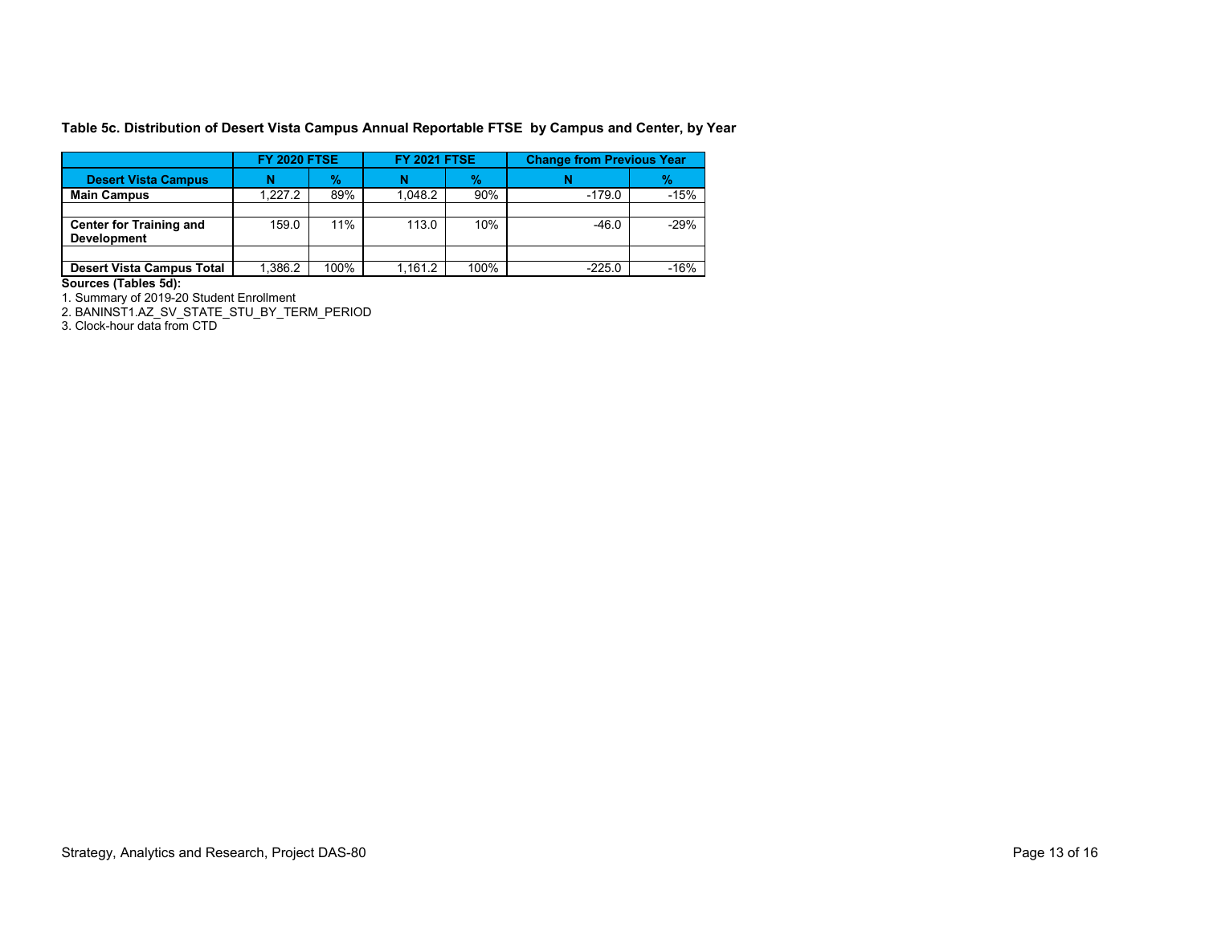**Table 5c. Distribution of Desert Vista Campus Annual Reportable FTSE by Campus and Center, by Year**

| | FY 2020 FTSE | | FY 2021 FTSE | | Change from Previous Year | |
|---|---|---|---|---|---|---|
| **Desert Vista Campus** | **N** | **%** | **N** | **%** | **N** | **%** |
| **Main Campus** | 1,227.2 | 89% | 1,048.2 | 90% | -179.0 | -15% |
| | | | | | | |
| **Center for Training and Development** | 159.0 | 11% | 113.0 | 10% | -46.0 | -29% |
| | | | | | | |
| **Desert Vista Campus Total** | 1,386.2 | 100% | 1,161.2 | 100% | -225.0 | -16% |

**Sources (Tables 5d):**

1. Summary of 2019-20 Student Enrollment
2. BANINST1.AZ_SV_STATE_STU_BY_TERM_PERIOD
3. Clock-hour data from CTD

Strategy, Analytics and Research, Project DAS-80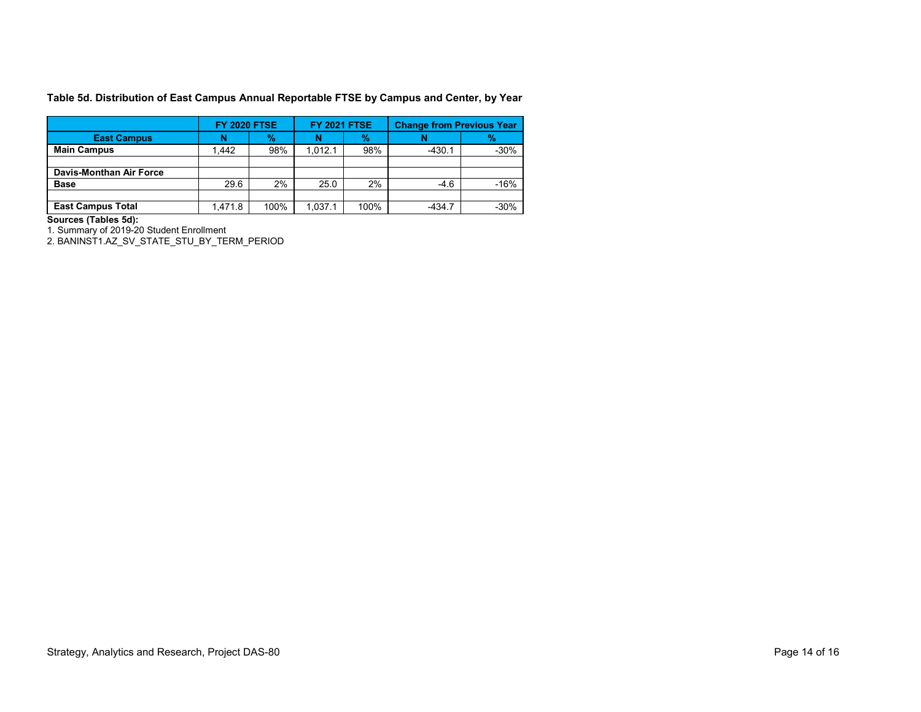**Table 5d. Distribution of East Campus Annual Reportable FTSE by Campus and Center, by Year**

| | FY 2020 FTSE | | FY 2021 FTSE | | Change from Previous Year | |
|---|---|---|---|---|---|---|
| **East Campus** | **N** | **%** | **N** | **%** | **N** | **%** |
| **Main Campus** | 1,442 | 98% | 1,012.1 | 98% | -430.1 | -30% |
| | | | | | | |
| **Davis-Monthan Air Force Base** | 29.6 | 2% | 25.0 | 2% | -4.6 | -16% |
| | | | | | | |
| **East Campus Total** | 1,471.8 | 100% | 1,037.1 | 100% | -434.7 | -30% |

**Sources (Tables 5d):**

1. Summary of 2019-20 Student Enrollment
2. BANINST1.AZ_SV_STATE_STU_BY_TERM_PERIOD

Strategy, Analytics and Research, Project DAS-80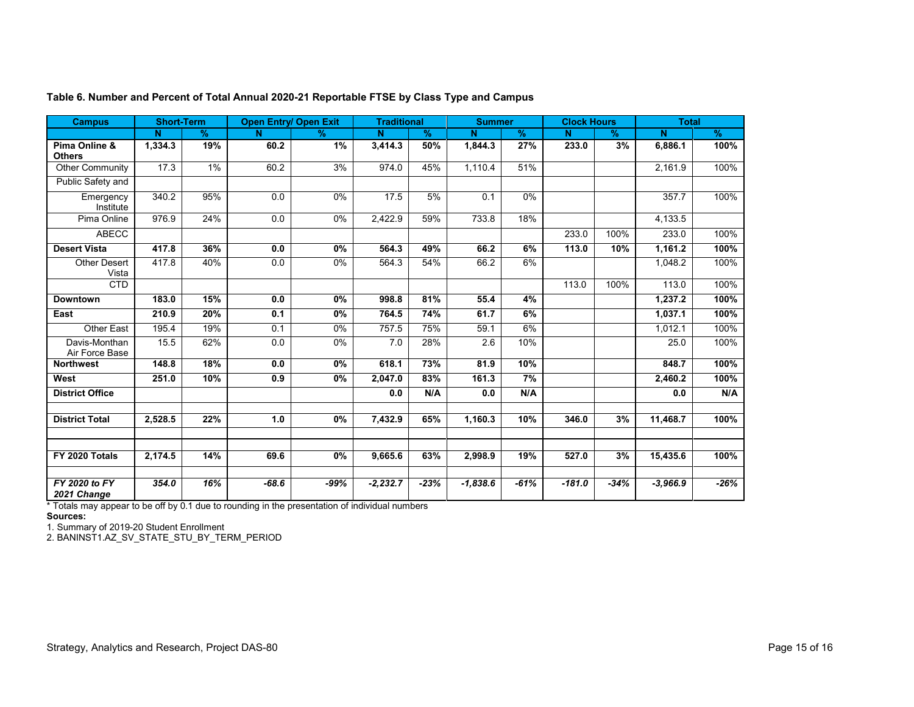**Table 6. Number and Percent of Total Annual 2020-21 Reportable FTSE by Class Type and Campus**

| Campus | Short-Term | | Open Entry/ Open Exit | | Traditional | | Summer | | Clock Hours | | Total | |
|---|---|---|---|---|---|---|---|---|---|---|---|---|
| | N | % | N | % | N | % | N | % | N | % | N | % |
| **Pima Online & Others** | **1,334.3** | **19%** | **60.2** | **1%** | **3,414.3** | **50%** | **1,844.3** | **27%** | **233.0** | **3%** | **6,886.1** | **100%** |
| Other Community | 17.3 | 1% | 60.2 | 3% | 974.0 | 45% | 1,110.4 | 51% | | | 2,161.9 | 100% |
| Public Safety and | | | | | | | | | | | | |
| Emergency Institute | 340.2 | 95% | 0.0 | 0% | 17.5 | 5% | 0.1 | 0% | | | 357.7 | 100% |
| Pima Online | 976.9 | 24% | 0.0 | 0% | 2,422.9 | 59% | 733.8 | 18% | | | 4,133.5 | |
| ABECC | | | | | | | | | 233.0 | 100% | 233.0 | 100% |
| **Desert Vista** | **417.8** | **36%** | **0.0** | **0%** | **564.3** | **49%** | **66.2** | **6%** | **113.0** | **10%** | **1,161.2** | **100%** |
| Other Desert Vista | 417.8 | 40% | 0.0 | 0% | 564.3 | 54% | 66.2 | 6% | | | 1,048.2 | 100% |
| CTD | | | | | | | | | 113.0 | 100% | 113.0 | 100% |
| **Downtown** | **183.0** | **15%** | **0.0** | **0%** | **998.8** | **81%** | **55.4** | **4%** | | | **1,237.2** | **100%** |
| **East** | **210.9** | **20%** | **0.1** | **0%** | **764.5** | **74%** | **61.7** | **6%** | | | **1,037.1** | **100%** |
| Other East | 195.4 | 19% | 0.1 | 0% | 757.5 | 75% | 59.1 | 6% | | | 1,012.1 | 100% |
| Davis-Monthan Air Force Base | 15.5 | 62% | 0.0 | 0% | 7.0 | 28% | 2.6 | 10% | | | 25.0 | 100% |
| **Northwest** | **148.8** | **18%** | **0.0** | **0%** | **618.1** | **73%** | **81.9** | **10%** | | | **848.7** | **100%** |
| **West** | **251.0** | **10%** | **0.9** | **0%** | **2,047.0** | **83%** | **161.3** | **7%** | | | **2,460.2** | **100%** |
| **District Office** | | | | | **0.0** | **N/A** | **0.0** | **N/A** | | | **0.0** | **N/A** |
| | | | | | | | | | | | | |
| **District Total** | **2,528.5** | **22%** | **1.0** | **0%** | **7,432.9** | **65%** | **1,160.3** | **10%** | **346.0** | **3%** | **11,468.7** | **100%** |
| | | | | | | | | | | | | |
| **FY 2020 Totals** | **2,174.5** | **14%** | **69.6** | **0%** | **9,665.6** | **63%** | **2,998.9** | **19%** | **527.0** | **3%** | **15,435.6** | **100%** |
| | | | | | | | | | | | | |
| ***FY 2020 to FY 2021 Change*** | ***354.0*** | ***16%*** | ***-68.6*** | ***-99%*** | ***-2,232.7*** | ***-23%*** | ***-1,838.6*** | ***-61%*** | ***-181.0*** | ***-34%*** | ***-3,966.9*** | ***-26%*** |

* Totals may appear to be off by 0.1 due to rounding in the presentation of individual numbers

**Sources:**

1. Summary of 2019-20 Student Enrollment
2. BANINST1.AZ_SV_STATE_STU_BY_TERM_PERIOD

Strategy, Analytics and Research, Project DAS-80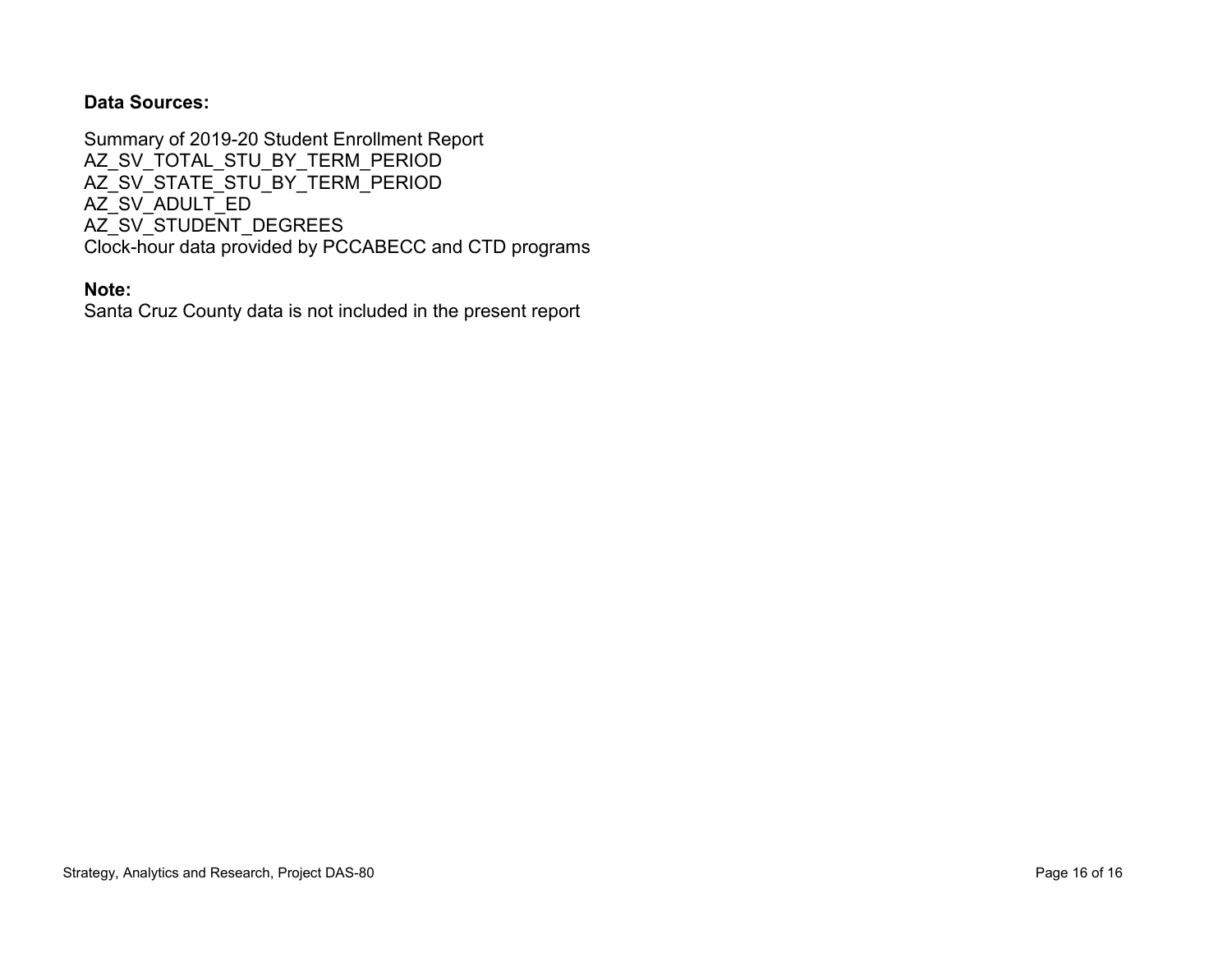**Data Sources:**

Summary of 2019-20 Student Enrollment Report
AZ_SV_TOTAL_STU_BY_TERM_PERIOD
AZ_SV_STATE_STU_BY_TERM_PERIOD
AZ_SV_ADULT_ED
AZ_SV_STUDENT_DEGREES
Clock-hour data provided by PCCABECC and CTD programs

**Note:**
Santa Cruz County data is not included in the present report